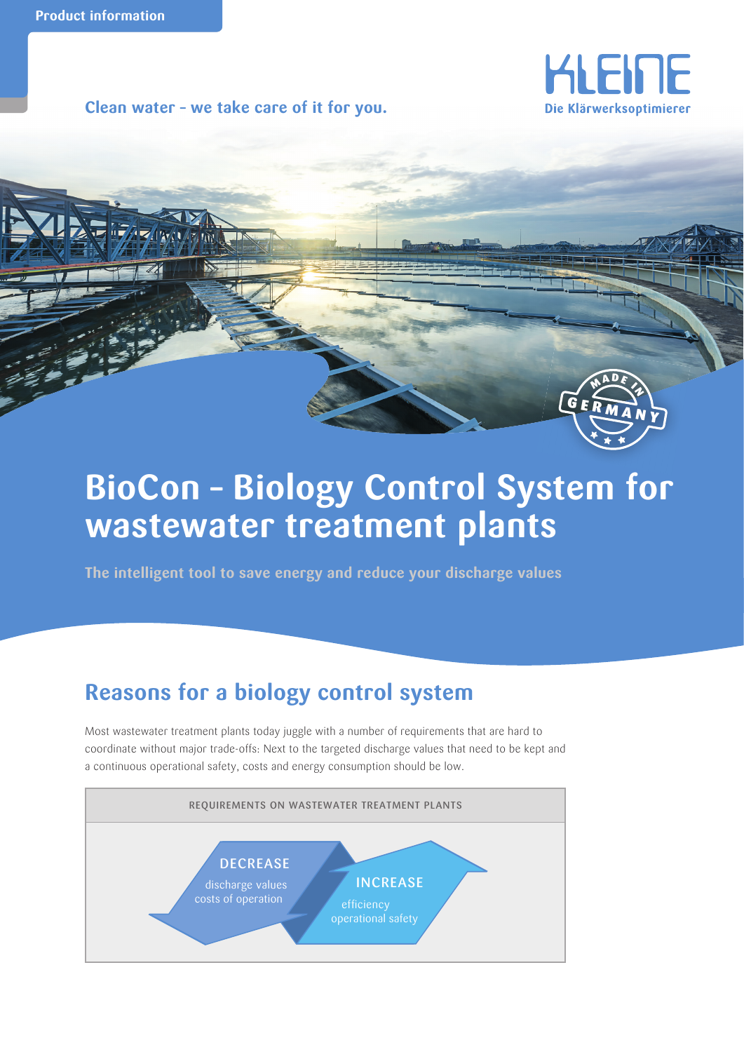Product information

Clean water – we take care of it for you.

KLEINE
Die Klärwerksoptimierer

MADE IN GERMANY

# BioCon – Biology Control System for wastewater treatment plants

**The intelligent tool to save energy and reduce your discharge values**

## Reasons for a biology control system

Most wastewater treatment plants today juggle with a number of requirements that are hard to coordinate without major trade-offs: Next to the targeted discharge values that need to be kept and a continuous operational safety, costs and energy consumption should be low.

REQUIREMENTS ON WASTEWATER TREATMENT PLANTS

DECREASE
discharge values
costs of operation

INCREASE
efficiency
operational safety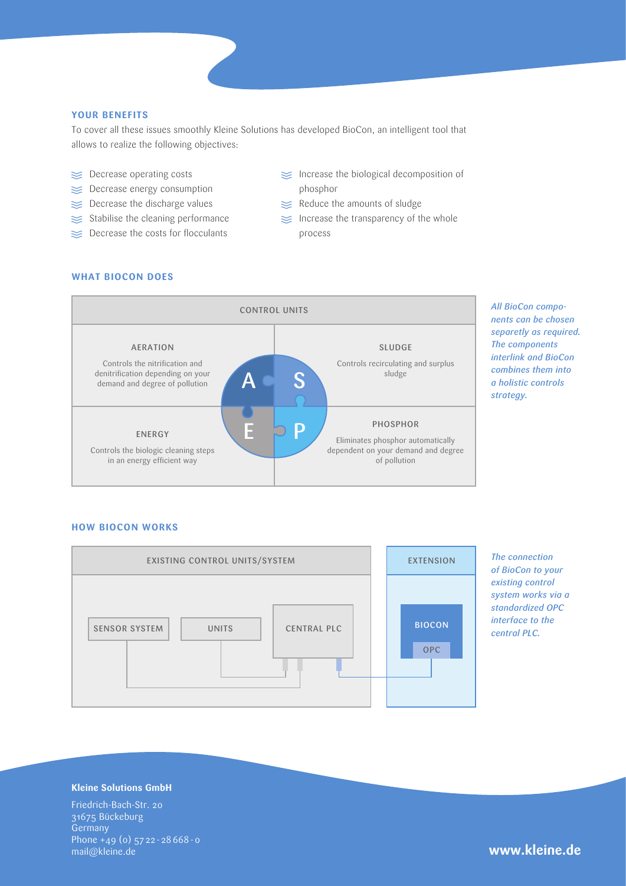### YOUR BENEFITS

To cover all these issues smoothly Kleine Solutions has developed BioCon, an intelligent tool that allows to realize the following objectives:

- Decrease operating costs
- Decrease energy consumption
- Decrease the discharge values
- Stabilise the cleaning performance
- Decrease the costs for flocculants
- Increase the biological decomposition of phosphor
- Reduce the amounts of sludge
- Increase the transparency of the whole process

### WHAT BIOCON DOES

CONTROL UNITS

AERATION
Controls the nitrification and denitrification depending on your demand and degree of pollution

SLUDGE
Controls recirculating and surplus sludge

ENERGY
Controls the biologic cleaning steps in an energy efficient way

PHOSPHOR
Eliminates phosphor automatically dependent on your demand and degree of pollution

A S E P

*All BioCon components can be chosen separetly as required. The components interlink and BioCon combines them into a holistic controls strategy.*

### HOW BIOCON WORKS

EXISTING CONTROL UNITS/SYSTEM

SENSOR SYSTEM

UNITS

CENTRAL PLC

EXTENSION

BIOCON

OPC

*The connection of BioCon to your existing control system works via a standardized OPC interface to the central PLC.*

**Kleine Solutions GmbH**

Friedrich-Bach-Str. 20
31675 Bückeburg
Germany
Phone +49 (0) 5722-28668-0
mail@kleine.de

**www.kleine.de**